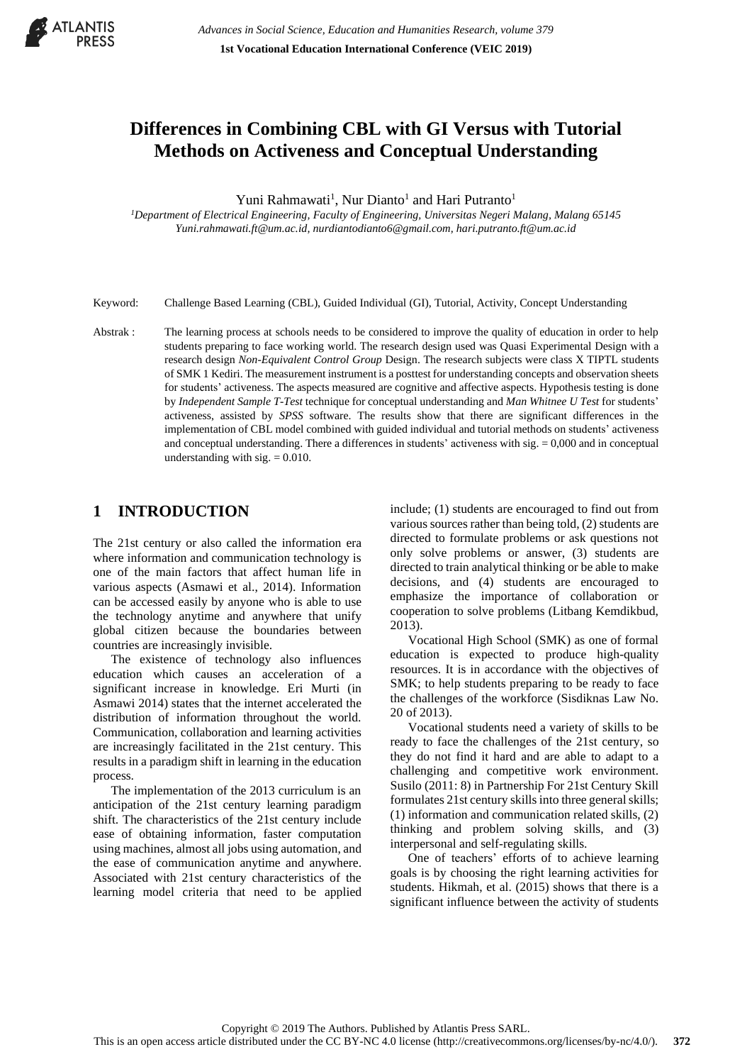# Differences in Combining CBL with GI Versus with Tutorial Methods on Activeness and Conceptual Understanding

Yuni Rahmawati[1], Nur Dianto[1] and Hari Putranto[1]

[1]*Department of Electrical Engineering, Faculty of Engineering, Universitas Negeri Malang, Malang 65145*
*Yuni.rahmawati.ft@um.ac.id, nurdiantodianto6@gmail.com, hari.putranto.ft@um.ac.id*

Keyword: Challenge Based Learning (CBL), Guided Individual (GI), Tutorial, Activity, Concept Understanding

Abstrak : The learning process at schools needs to be considered to improve the quality of education in order to help students preparing to face working world. The research design used was Quasi Experimental Design with a research design *Non-Equivalent Control Group* Design. The research subjects were class X TIPTL students of SMK 1 Kediri. The measurement instrument is a posttest for understanding concepts and observation sheets for students' activeness. The aspects measured are cognitive and affective aspects. Hypothesis testing is done by *Independent Sample T-Test* technique for conceptual understanding and *Man Whitnee U Test* for students' activeness, assisted by *SPSS* software. The results show that there are significant differences in the implementation of CBL model combined with guided individual and tutorial methods on students' activeness and conceptual understanding. There a differences in students' activeness with sig. = 0,000 and in conceptual understanding with sig. = 0.010.

## 1 INTRODUCTION

The 21st century or also called the information era where information and communication technology is one of the main factors that affect human life in various aspects (Asmawi et al., 2014). Information can be accessed easily by anyone who is able to use the technology anytime and anywhere that unify global citizen because the boundaries between countries are increasingly invisible.

The existence of technology also influences education which causes an acceleration of a significant increase in knowledge. Eri Murti (in Asmawi 2014) states that the internet accelerated the distribution of information throughout the world. Communication, collaboration and learning activities are increasingly facilitated in the 21st century. This results in a paradigm shift in learning in the education process.

The implementation of the 2013 curriculum is an anticipation of the 21st century learning paradigm shift. The characteristics of the 21st century include ease of obtaining information, faster computation using machines, almost all jobs using automation, and the ease of communication anytime and anywhere. Associated with 21st century characteristics of the learning model criteria that need to be applied include; (1) students are encouraged to find out from various sources rather than being told, (2) students are directed to formulate problems or ask questions not only solve problems or answer, (3) students are directed to train analytical thinking or be able to make decisions, and (4) students are encouraged to emphasize the importance of collaboration or cooperation to solve problems (Litbang Kemdikbud, 2013).

Vocational High School (SMK) as one of formal education is expected to produce high-quality resources. It is in accordance with the objectives of SMK; to help students preparing to be ready to face the challenges of the workforce (Sisdiknas Law No. 20 of 2013).

Vocational students need a variety of skills to be ready to face the challenges of the 21st century, so they do not find it hard and are able to adapt to a challenging and competitive work environment. Susilo (2011: 8) in Partnership For 21st Century Skill formulates 21st century skills into three general skills; (1) information and communication related skills, (2) thinking and problem solving skills, and (3) interpersonal and self-regulating skills.

One of teachers' efforts of to achieve learning goals is by choosing the right learning activities for students. Hikmah, et al. (2015) shows that there is a significant influence between the activity of students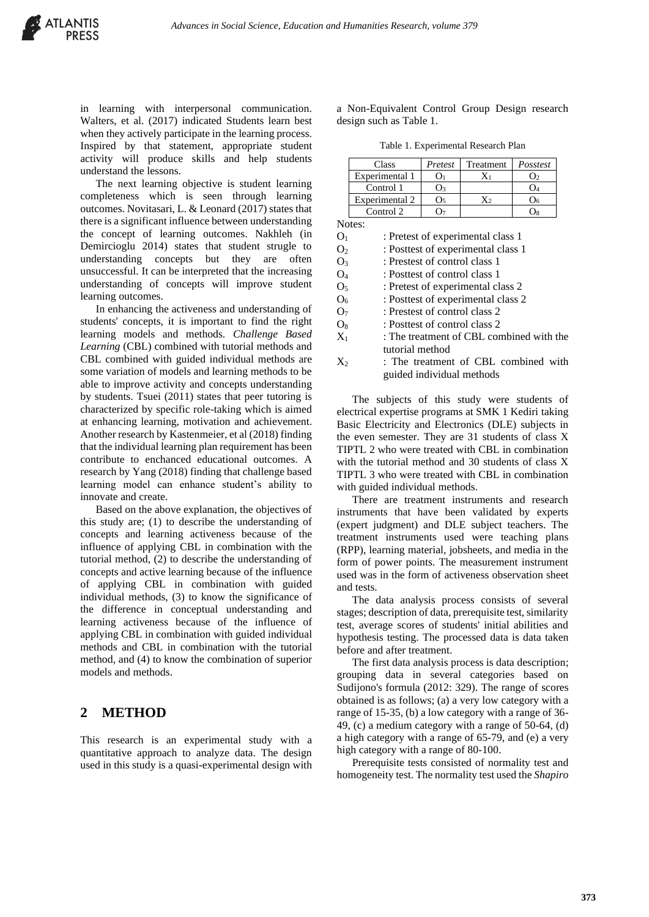in learning with interpersonal communication. Walters, et al. (2017) indicated Students learn best when they actively participate in the learning process. Inspired by that statement, appropriate student activity will produce skills and help students understand the lessons.

The next learning objective is student learning completeness which is seen through learning outcomes. Novitasari, L. & Leonard (2017) states that there is a significant influence between understanding the concept of learning outcomes. Nakhleh (in Demircioglu 2014) states that student strugle to understanding concepts but they are often unsuccessful. It can be interpreted that the increasing understanding of concepts will improve student learning outcomes.

In enhancing the activeness and understanding of students' concepts, it is important to find the right learning models and methods. *Challenge Based Learning* (CBL) combined with tutorial methods and CBL combined with guided individual methods are some variation of models and learning methods to be able to improve activity and concepts understanding by students. Tsuei (2011) states that peer tutoring is characterized by specific role-taking which is aimed at enhancing learning, motivation and achievement. Another research by Kastenmeier, et al (2018) finding that the individual learning plan requirement has been contribute to enchanced educational outcomes. A research by Yang (2018) finding that challenge based learning model can enhance student's ability to innovate and create.

Based on the above explanation, the objectives of this study are; (1) to describe the understanding of concepts and learning activeness because of the influence of applying CBL in combination with the tutorial method, (2) to describe the understanding of concepts and active learning because of the influence of applying CBL in combination with guided individual methods, (3) to know the significance of the difference in conceptual understanding and learning activeness because of the influence of applying CBL in combination with guided individual methods and CBL in combination with the tutorial method, and (4) to know the combination of superior models and methods.

## 2 METHOD

This research is an experimental study with a quantitative approach to analyze data. The design used in this study is a quasi-experimental design with a Non-Equivalent Control Group Design research design such as Table 1.

Table 1. Experimental Research Plan

| Class | *Pretest* | Treatment | *Posstest* |
|---|---|---|---|
| Experimental 1 | $O_1$ | $X_1$ | $O_2$ |
| Control 1 | $O_3$ | | $O_4$ |
| Experimental 2 | $O_5$ | $X_2$ | $O_6$ |
| Control 2 | $O_7$ | | $O_8$ |

Notes:

- $O_1$ : Pretest of experimental class 1
- $O_2$ : Posttest of experimental class 1
- $O_3$ : Prestest of control class 1
- $O_4$ : Posttest of control class 1
- $O_5$ : Pretest of experimental class 2
- $O_6$ : Posttest of experimental class 2
- $O_7$ : Prestest of control class 2
- $O_8$ : Posttest of control class 2
- $X_1$ : The treatment of CBL combined with the tutorial method
- $X_2$ : The treatment of CBL combined with guided individual methods

The subjects of this study were students of electrical expertise programs at SMK 1 Kediri taking Basic Electricity and Electronics (DLE) subjects in the even semester. They are 31 students of class X TIPTL 2 who were treated with CBL in combination with the tutorial method and 30 students of class X TIPTL 3 who were treated with CBL in combination with guided individual methods.

There are treatment instruments and research instruments that have been validated by experts (expert judgment) and DLE subject teachers. The treatment instruments used were teaching plans (RPP), learning material, jobsheets, and media in the form of power points. The measurement instrument used was in the form of activeness observation sheet and tests.

The data analysis process consists of several stages; description of data, prerequisite test, similarity test, average scores of students' initial abilities and hypothesis testing. The processed data is data taken before and after treatment.

The first data analysis process is data description; grouping data in several categories based on Sudijono's formula (2012: 329). The range of scores obtained is as follows; (a) a very low category with a range of 15-35, (b) a low category with a range of 36-49, (c) a medium category with a range of 50-64, (d) a high category with a range of 65-79, and (e) a very high category with a range of 80-100.

Prerequisite tests consisted of normality test and homogeneity test. The normality test used the *Shapiro*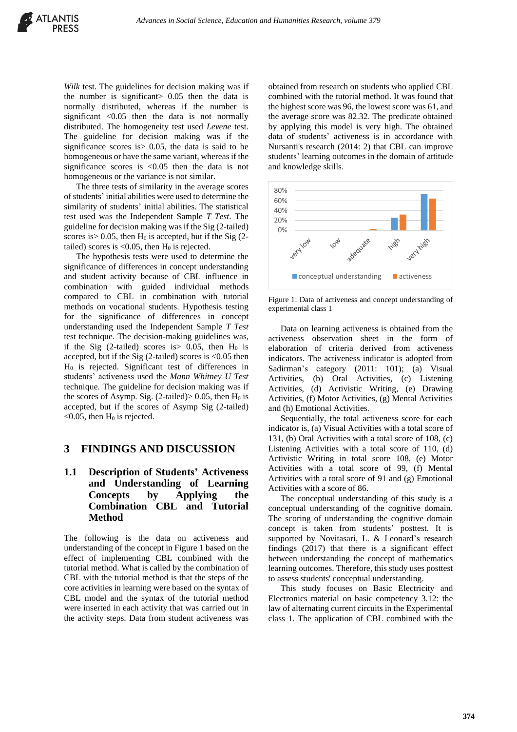*Wilk* test. The guidelines for decision making was if the number is significant> 0.05 then the data is normally distributed, whereas if the number is significant <0.05 then the data is not normally distributed. The homogeneity test used *Levene* test. The guideline for decision making was if the significance scores is> 0.05, the data is said to be homogeneous or have the same variant, whereas if the significance scores is <0.05 then the data is not homogeneous or the variance is not similar.

The three tests of similarity in the average scores of students' initial abilities were used to determine the similarity of students' initial abilities. The statistical test used was the Independent Sample *T Test*. The guideline for decision making was if the Sig (2-tailed) scores is> 0.05, then $H_0$ is accepted, but if the Sig (2-tailed) scores is <0.05, then $H_0$ is rejected.

The hypothesis tests were used to determine the significance of differences in concept understanding and student activity because of CBL influence in combination with guided individual methods compared to CBL in combination with tutorial methods on vocational students. Hypothesis testing for the significance of differences in concept understanding used the Independent Sample *T Test* test technique. The decision-making guidelines was, if the Sig (2-tailed) scores is> 0.05, then $H_0$ is accepted, but if the Sig (2-tailed) scores is <0.05 then $H_0$ is rejected. Significant test of differences in students' activeness used the *Mann Whitney U Test* technique. The guideline for decision making was if the scores of Asymp. Sig. (2-tailed)> 0.05, then $H_0$ is accepted, but if the scores of Asymp Sig (2-tailed) <0.05, then $H_0$ is rejected.

# 3 FINDINGS AND DISCUSSION

## 1.1 Description of Students' Activeness and Understanding of Learning Concepts by Applying the Combination CBL and Tutorial Method

The following is the data on activeness and understanding of the concept in Figure 1 based on the effect of implementing CBL combined with the tutorial method. What is called by the combination of CBL with the tutorial method is that the steps of the core activities in learning were based on the syntax of CBL model and the syntax of the tutorial method were inserted in each activity that was carried out in the activity steps. Data from student activeness was obtained from research on students who applied CBL combined with the tutorial method. It was found that the highest score was 96, the lowest score was 61, and the average score was 82.32. The predicate obtained by applying this model is very high. The obtained data of students' activeness is in accordance with Nursanti's research (2014: 2) that CBL can improve students' learning outcomes in the domain of attitude and knowledge skills.

Figure 1: Data of activeness and concept understanding of experimental class 1

Data on learning activeness is obtained from the activeness observation sheet in the form of elaboration of criteria derived from activeness indicators. The activeness indicator is adopted from Sadirman's category (2011: 101); (a) Visual Activities, (b) Oral Activities, (c) Listening Activities, (d) Activistic Writing, (e) Drawing Activities, (f) Motor Activities, (g) Mental Activities and (h) Emotional Activities.

Sequentially, the total activeness score for each indicator is, (a) Visual Activities with a total score of 131, (b) Oral Activities with a total score of 108, (c) Listening Activities with a total score of 110, (d) Activistic Writing in total score 108, (e) Motor Activities with a total score of 99, (f) Mental Activities with a total score of 91 and (g) Emotional Activities with a score of 86.

The conceptual understanding of this study is a conceptual understanding of the cognitive domain. The scoring of understanding the cognitive domain concept is taken from students' posttest. It is supported by Novitasari, L. & Leonard's research findings (2017) that there is a significant effect between understanding the concept of mathematics learning outcomes. Therefore, this study uses posttest to assess students' conceptual understanding.

This study focuses on Basic Electricity and Electronics material on basic competency 3.12: the law of alternating current circuits in the Experimental class 1. The application of CBL combined with the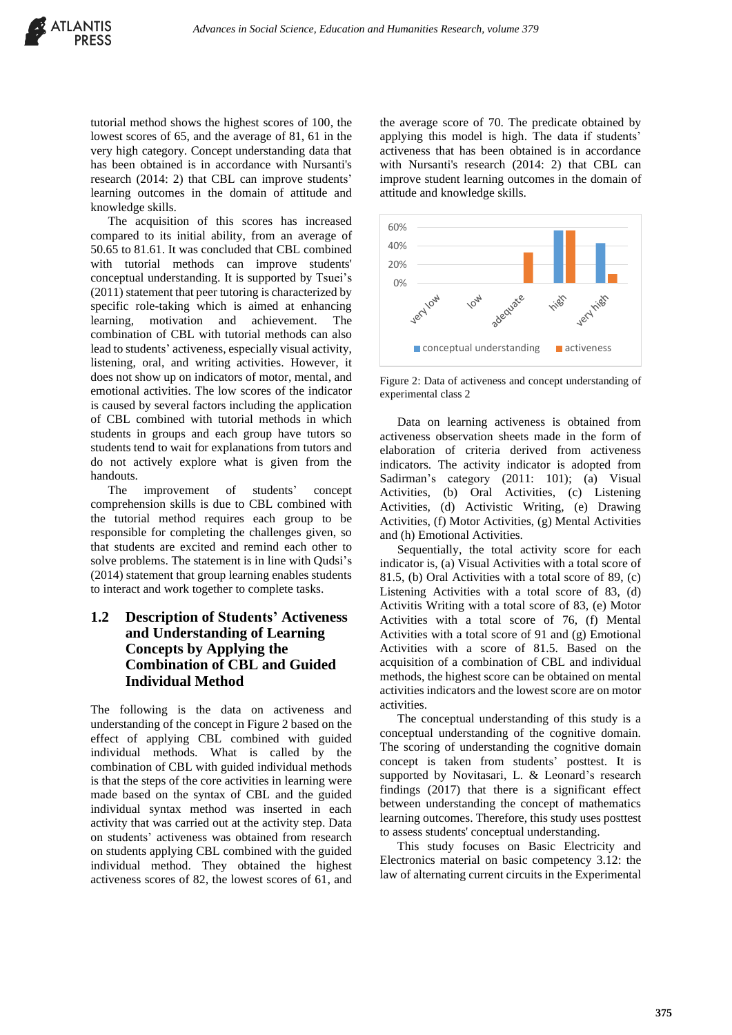tutorial method shows the highest scores of 100, the lowest scores of 65, and the average of 81, 61 in the very high category. Concept understanding data that has been obtained is in accordance with Nursanti's research (2014: 2) that CBL can improve students' learning outcomes in the domain of attitude and knowledge skills.

The acquisition of this scores has increased compared to its initial ability, from an average of 50.65 to 81.61. It was concluded that CBL combined with tutorial methods can improve students' conceptual understanding. It is supported by Tsuei's (2011) statement that peer tutoring is characterized by specific role-taking which is aimed at enhancing learning, motivation and achievement. The combination of CBL with tutorial methods can also lead to students' activeness, especially visual activity, listening, oral, and writing activities. However, it does not show up on indicators of motor, mental, and emotional activities. The low scores of the indicator is caused by several factors including the application of CBL combined with tutorial methods in which students in groups and each group have tutors so students tend to wait for explanations from tutors and do not actively explore what is given from the handouts.

The improvement of students' concept comprehension skills is due to CBL combined with the tutorial method requires each group to be responsible for completing the challenges given, so that students are excited and remind each other to solve problems. The statement is in line with Qudsi's (2014) statement that group learning enables students to interact and work together to complete tasks.

## 1.2 Description of Students' Activeness and Understanding of Learning Concepts by Applying the Combination of CBL and Guided Individual Method

The following is the data on activeness and understanding of the concept in Figure 2 based on the effect of applying CBL combined with guided individual methods. What is called by the combination of CBL with guided individual methods is that the steps of the core activities in learning were made based on the syntax of CBL and the guided individual syntax method was inserted in each activity that was carried out at the activity step. Data on students' activeness was obtained from research on students applying CBL combined with the guided individual method. They obtained the highest activeness scores of 82, the lowest scores of 61, and the average score of 70. The predicate obtained by applying this model is high. The data if students' activeness that has been obtained is in accordance with Nursanti's research (2014: 2) that CBL can improve student learning outcomes in the domain of attitude and knowledge skills.

Figure 2: Data of activeness and concept understanding of experimental class 2

Data on learning activeness is obtained from activeness observation sheets made in the form of elaboration of criteria derived from activeness indicators. The activity indicator is adopted from Sadirman's category (2011: 101); (a) Visual Activities, (b) Oral Activities, (c) Listening Activities, (d) Activistic Writing, (e) Drawing Activities, (f) Motor Activities, (g) Mental Activities and (h) Emotional Activities.

Sequentially, the total activity score for each indicator is, (a) Visual Activities with a total score of 81.5, (b) Oral Activities with a total score of 89, (c) Listening Activities with a total score of 83, (d) Activitis Writing with a total score of 83, (e) Motor Activities with a total score of 76, (f) Mental Activities with a total score of 91 and (g) Emotional Activities with a score of 81.5. Based on the acquisition of a combination of CBL and individual methods, the highest score can be obtained on mental activities indicators and the lowest score are on motor activities.

The conceptual understanding of this study is a conceptual understanding of the cognitive domain. The scoring of understanding the cognitive domain concept is taken from students' posttest. It is supported by Novitasari, L. & Leonard's research findings (2017) that there is a significant effect between understanding the concept of mathematics learning outcomes. Therefore, this study uses posttest to assess students' conceptual understanding.

This study focuses on Basic Electricity and Electronics material on basic competency 3.12: the law of alternating current circuits in the Experimental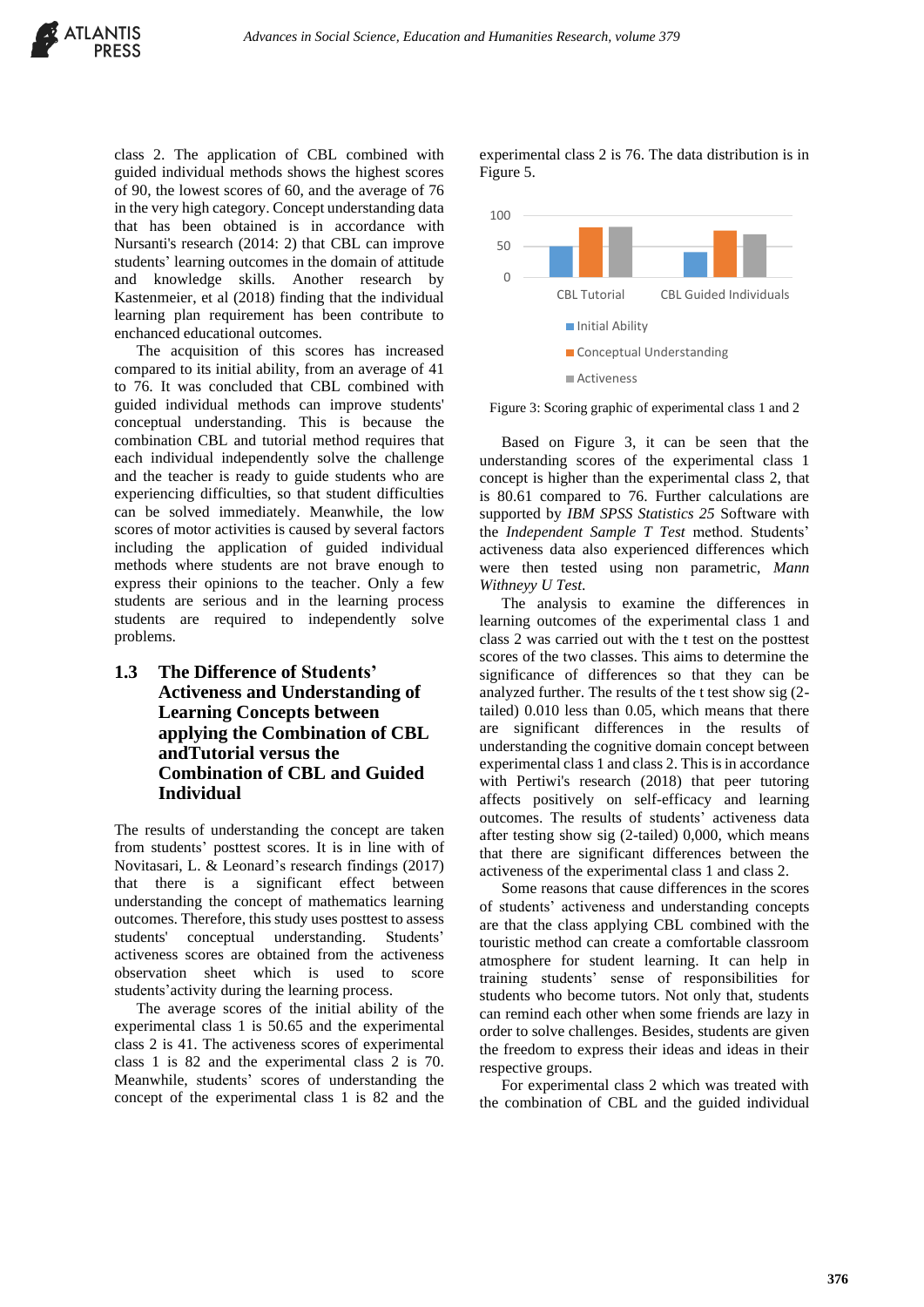class 2. The application of CBL combined with guided individual methods shows the highest scores of 90, the lowest scores of 60, and the average of 76 in the very high category. Concept understanding data that has been obtained is in accordance with Nursanti's research (2014: 2) that CBL can improve students' learning outcomes in the domain of attitude and knowledge skills. Another research by Kastenmeier, et al (2018) finding that the individual learning plan requirement has been contribute to enchanced educational outcomes.

The acquisition of this scores has increased compared to its initial ability, from an average of 41 to 76. It was concluded that CBL combined with guided individual methods can improve students' conceptual understanding. This is because the combination CBL and tutorial method requires that each individual independently solve the challenge and the teacher is ready to guide students who are experiencing difficulties, so that student difficulties can be solved immediately. Meanwhile, the low scores of motor activities is caused by several factors including the application of guided individual methods where students are not brave enough to express their opinions to the teacher. Only a few students are serious and in the learning process students are required to independently solve problems.

## 1.3 The Difference of Students' Activeness and Understanding of Learning Concepts between applying the Combination of CBL andTutorial versus the Combination of CBL and Guided Individual

The results of understanding the concept are taken from students' posttest scores. It is in line with of Novitasari, L. & Leonard's research findings (2017) that there is a significant effect between understanding the concept of mathematics learning outcomes. Therefore, this study uses posttest to assess students' conceptual understanding. Students' activeness scores are obtained from the activeness observation sheet which is used to score students'activity during the learning process.

The average scores of the initial ability of the experimental class 1 is 50.65 and the experimental class 2 is 41. The activeness scores of experimental class 1 is 82 and the experimental class 2 is 70. Meanwhile, students' scores of understanding the concept of the experimental class 1 is 82 and the experimental class 2 is 76. The data distribution is in Figure 5.

Figure 3: Scoring graphic of experimental class 1 and 2

Based on Figure 3, it can be seen that the understanding scores of the experimental class 1 concept is higher than the experimental class 2, that is 80.61 compared to 76. Further calculations are supported by *IBM SPSS Statistics 25* Software with the *Independent Sample T Test* method. Students' activeness data also experienced differences which were then tested using non parametric, *Mann Withneyy U Test.*

The analysis to examine the differences in learning outcomes of the experimental class 1 and class 2 was carried out with the t test on the posttest scores of the two classes. This aims to determine the significance of differences so that they can be analyzed further. The results of the t test show sig (2-tailed) 0.010 less than 0.05, which means that there are significant differences in the results of understanding the cognitive domain concept between experimental class 1 and class 2. This is in accordance with Pertiwi's research (2018) that peer tutoring affects positively on self-efficacy and learning outcomes. The results of students' activeness data after testing show sig (2-tailed) 0,000, which means that there are significant differences between the activeness of the experimental class 1 and class 2.

Some reasons that cause differences in the scores of students' activeness and understanding concepts are that the class applying CBL combined with the touristic method can create a comfortable classroom atmosphere for student learning. It can help in training students' sense of responsibilities for students who become tutors. Not only that, students can remind each other when some friends are lazy in order to solve challenges. Besides, students are given the freedom to express their ideas and ideas in their respective groups.

For experimental class 2 which was treated with the combination of CBL and the guided individual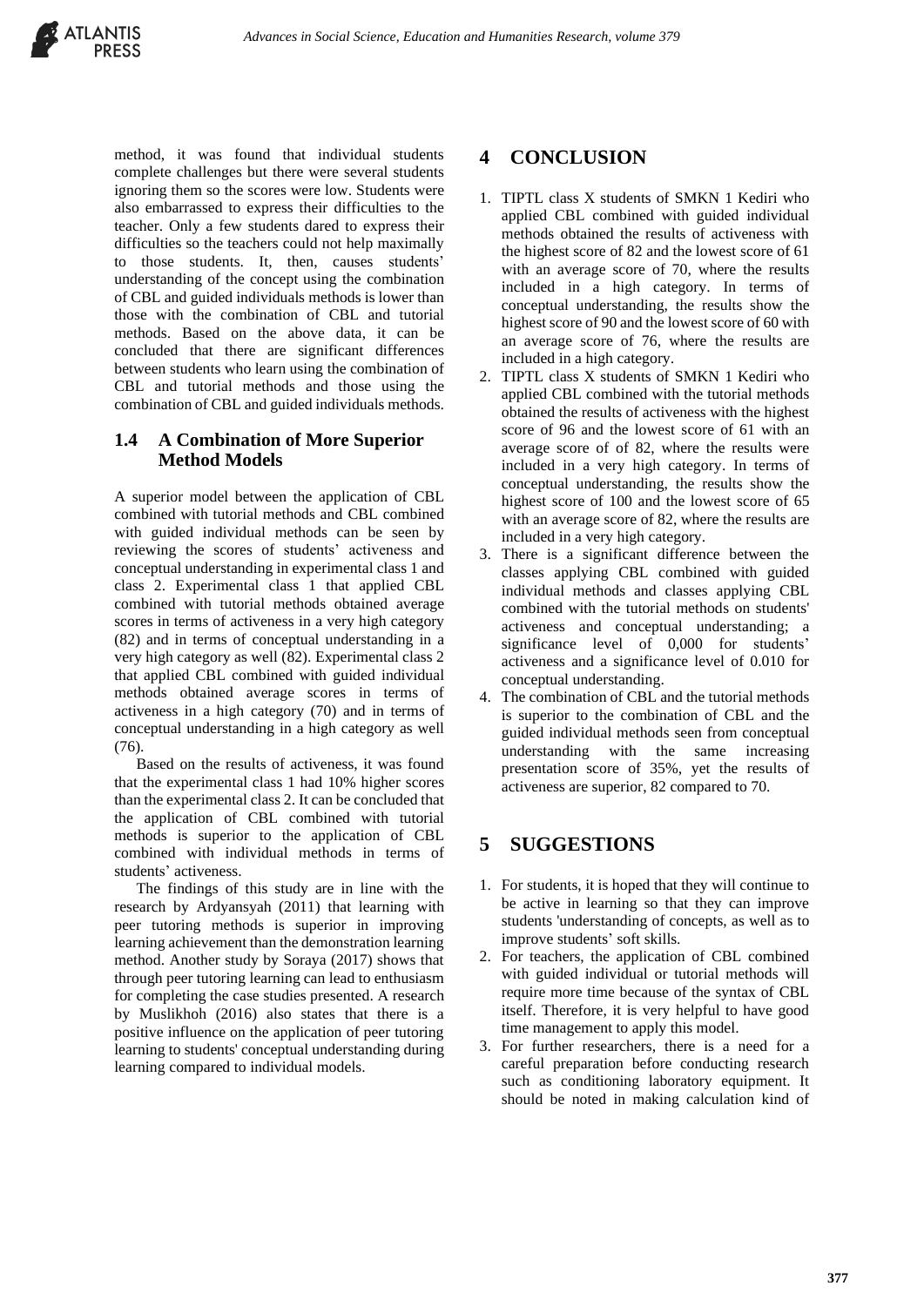method, it was found that individual students complete challenges but there were several students ignoring them so the scores were low. Students were also embarrassed to express their difficulties to the teacher. Only a few students dared to express their difficulties so the teachers could not help maximally to those students. It, then, causes students' understanding of the concept using the combination of CBL and guided individuals methods is lower than those with the combination of CBL and tutorial methods. Based on the above data, it can be concluded that there are significant differences between students who learn using the combination of CBL and tutorial methods and those using the combination of CBL and guided individuals methods.

### 1.4 A Combination of More Superior Method Models

A superior model between the application of CBL combined with tutorial methods and CBL combined with guided individual methods can be seen by reviewing the scores of students' activeness and conceptual understanding in experimental class 1 and class 2. Experimental class 1 that applied CBL combined with tutorial methods obtained average scores in terms of activeness in a very high category (82) and in terms of conceptual understanding in a very high category as well (82). Experimental class 2 that applied CBL combined with guided individual methods obtained average scores in terms of activeness in a high category (70) and in terms of conceptual understanding in a high category as well (76).

Based on the results of activeness, it was found that the experimental class 1 had 10% higher scores than the experimental class 2. It can be concluded that the application of CBL combined with tutorial methods is superior to the application of CBL combined with individual methods in terms of students' activeness.

The findings of this study are in line with the research by Ardyansyah (2011) that learning with peer tutoring methods is superior in improving learning achievement than the demonstration learning method. Another study by Soraya (2017) shows that through peer tutoring learning can lead to enthusiasm for completing the case studies presented. A research by Muslikhoh (2016) also states that there is a positive influence on the application of peer tutoring learning to students' conceptual understanding during learning compared to individual models.

## 4 CONCLUSION

1. TIPTL class X students of SMKN 1 Kediri who applied CBL combined with guided individual methods obtained the results of activeness with the highest score of 82 and the lowest score of 61 with an average score of 70, where the results included in a high category. In terms of conceptual understanding, the results show the highest score of 90 and the lowest score of 60 with an average score of 76, where the results are included in a high category.
2. TIPTL class X students of SMKN 1 Kediri who applied CBL combined with the tutorial methods obtained the results of activeness with the highest score of 96 and the lowest score of 61 with an average score of of 82, where the results were included in a very high category. In terms of conceptual understanding, the results show the highest score of 100 and the lowest score of 65 with an average score of 82, where the results are included in a very high category.
3. There is a significant difference between the classes applying CBL combined with guided individual methods and classes applying CBL combined with the tutorial methods on students' activeness and conceptual understanding; a significance level of 0,000 for students' activeness and a significance level of 0.010 for conceptual understanding.
4. The combination of CBL and the tutorial methods is superior to the combination of CBL and the guided individual methods seen from conceptual understanding with the same increasing presentation score of 35%, yet the results of activeness are superior, 82 compared to 70.

## 5 SUGGESTIONS

1. For students, it is hoped that they will continue to be active in learning so that they can improve students 'understanding of concepts, as well as to improve students' soft skills.
2. For teachers, the application of CBL combined with guided individual or tutorial methods will require more time because of the syntax of CBL itself. Therefore, it is very helpful to have good time management to apply this model.
3. For further researchers, there is a need for a careful preparation before conducting research such as conditioning laboratory equipment. It should be noted in making calculation kind of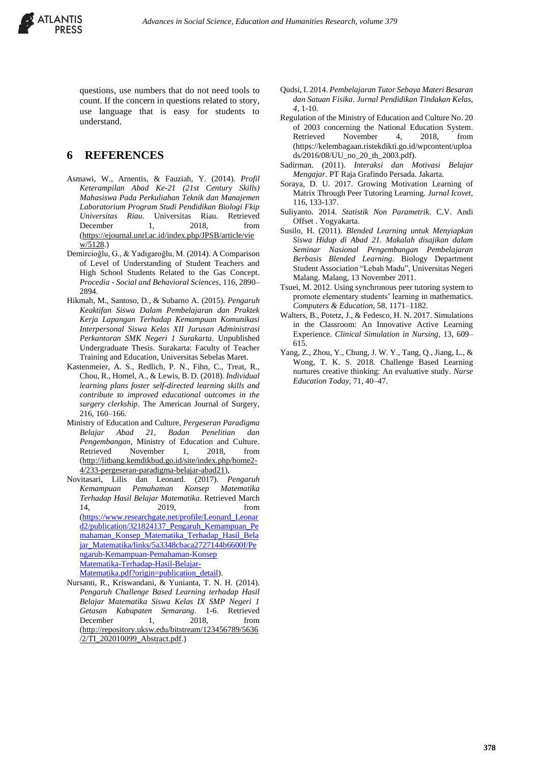questions, use numbers that do not need tools to count. If the concern in questions related to story, use language that is easy for students to understand.

## 6 REFERENCES

Asmawi, W., Arnentis, & Fauziah, Y. (2014). *Profil Keterampilan Abad Ke-21 (21st Century Skills) Mahasiswa Pada Perkuliahan Teknik dan Manajemen Laboratorium Program Studi Pendidikan Biologi Fkip Universitas Riau*. Universitas Riau. Retrieved December 1, 2018, from (https://ejournal.unrl.ac.id/index.php/JPSB/article/view/5128.)

Demircioğlu, G., & Yadigaroğlu, M. (2014). A Comparison of Level of Understanding of Student Teachers and High School Students Related to the Gas Concept. *Procedia - Social and Behavioral Sciences*, 116, 2890–2894.

Hikmah, M., Santoso, D., & Subarno A. (2015). *Pengaruh Keaktifan Siswa Dalam Pembelajaran dan Praktek Kerja Lapangan Terhadap Kemampuan Komunikasi Interpersonal Siswa Kelas XII Jurusan Administrasi Perkantoran SMK Negeri 1 Surakarta*. Unpublished Undergraduate Thesis. Surakarta: Faculty of Teacher Training and Education, Universitas Sebelas Maret.

Kastenmeier, A. S., Redlich, P. N., Fihn, C., Treat, R., Chou, R., Homel, A., & Lewis, B. D. (2018). *Individual learning plans foster self-directed learning skills and contribute to improved educational outcomes in the surgery clerkship*. The American Journal of Surgery, 216, 160–166.

Ministry of Education and Culture, *Pergeseran Paradigma Belajar Abad 21, Badan Penelitian dan Pengembangan*, Ministry of Education and Culture. Retrieved November 1, 2018, from (http://litbang.kemdikbud.go.id/site/index.php/home2-4/233-pergeseran-paradigma-belajar-abad21),

Novitasari, Lilis dan Leonard. (2017). *Pengaruh Kemampuan Pemahaman Konsep Matematika Terhadap Hasil Belajar Matematika*. Retrieved March 14, 2019, from (https://www.researchgate.net/profile/Leonard_Leonard2/publication/321824137_Pengaruh_Kemampuan_Pemahaman_Konsep_Matematika_Terhadap_Hasil_Belajar_Matematika/links/5a3348cbaca2727144b6600f/Pengaruh-Kemampuan-Pemahaman-Konsep Matematika-Terhadap-Hasil-Belajar-Matematika.pdf?origin=publication_detail).

Nursanti, R., Kriswandani, & Yunianta, T. N. H. (2014). *Pengaruh Challenge Based Learning terhadap Hasil Belajar Matematika Siswa Kelas IX SMP Negeri 1 Getasan Kabupaten Semarang*. 1-6. Retrieved December 1, 2018, from (http://repository.uksw.edu/bitstream/123456789/5636/2/TI_202010099_Abstract.pdf.)

Qudsi, I. 2014. *Pembelajaran Tutor Sebaya Materi Besaran dan Satuan Fisika*. *Jurnal Pendidikan Tindakan Kelas, 4*, 1-10.

Regulation of the Ministry of Education and Culture No. 20 of 2003 concerning the National Education System. Retrieved November 4, 2018, from (https://kelembagaan.ristekdikti.go.id/wpcontent/uploads/2016/08/UU_no_20_th_2003.pdf).

Sadirman. (2011). *Interaksi dan Motivasi Belajar Mengajar*. PT Raja Grafindo Persada. Jakarta.

Soraya, D. U. 2017. Growing Motivation Learning of Matrix Through Peer Tutoring Learning. *Jurnal Icovet*, 116, 133-137.

Suliyanto. 2014. *Statistik Non Parametrik*. C.V. Andi Offset . Yogyakarta.

Susilo, H. (2011). *Blended Learning untuk Menyiapkan Siswa Hidup di Abad 21. Makalah disajikan dalam Seminar Nasional Pengembangan Pembelajaran Berbasis Blended Learning*. Biology Department Student Association "Lebah Madu", Universitas Negeri Malang. Malang, 13 November 2011.

Tsuei, M. 2012. Using synchronous peer tutoring system to promote elementary students' learning in mathematics. *Computers & Education*, 58, 1171–1182.

Walters, B., Potetz, J., & Fedesco, H. N. 2017. Simulations in the Classroom: An Innovative Active Learning Experience. *Clinical Simulation in Nursing*, 13, 609–615.

Yang, Z., Zhou, Y., Chung, J. W. Y., Tang, Q., Jiang, L., & Wong, T. K. S. 2018. Challenge Based Learning nurtures creative thinking: An evaluative study. *Nurse Education Today*, 71, 40–47.